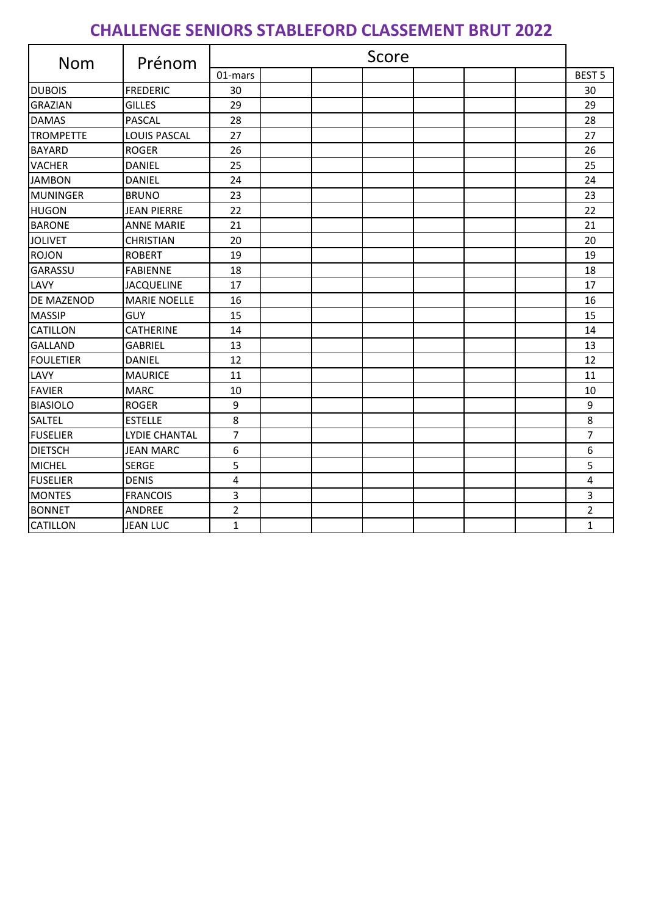# CHALLENGE SENIORS STABLEFORD CLASSEMENT BRUT 2022

| Nom | Prénom | Score | | | | | | | |
|---|---|---|---|---|---|---|---|---|---|
| | | 01-mars | | | | | | | BEST 5 |
| DUBOIS | FREDERIC | 30 | | | | | | | 30 |
| GRAZIAN | GILLES | 29 | | | | | | | 29 |
| DAMAS | PASCAL | 28 | | | | | | | 28 |
| TROMPETTE | LOUIS PASCAL | 27 | | | | | | | 27 |
| BAYARD | ROGER | 26 | | | | | | | 26 |
| VACHER | DANIEL | 25 | | | | | | | 25 |
| JAMBON | DANIEL | 24 | | | | | | | 24 |
| MUNINGER | BRUNO | 23 | | | | | | | 23 |
| HUGON | JEAN PIERRE | 22 | | | | | | | 22 |
| BARONE | ANNE MARIE | 21 | | | | | | | 21 |
| JOLIVET | CHRISTIAN | 20 | | | | | | | 20 |
| ROJON | ROBERT | 19 | | | | | | | 19 |
| GARASSU | FABIENNE | 18 | | | | | | | 18 |
| LAVY | JACQUELINE | 17 | | | | | | | 17 |
| DE MAZENOD | MARIE NOELLE | 16 | | | | | | | 16 |
| MASSIP | GUY | 15 | | | | | | | 15 |
| CATILLON | CATHERINE | 14 | | | | | | | 14 |
| GALLAND | GABRIEL | 13 | | | | | | | 13 |
| FOULETIER | DANIEL | 12 | | | | | | | 12 |
| LAVY | MAURICE | 11 | | | | | | | 11 |
| FAVIER | MARC | 10 | | | | | | | 10 |
| BIASIOLO | ROGER | 9 | | | | | | | 9 |
| SALTEL | ESTELLE | 8 | | | | | | | 8 |
| FUSELIER | LYDIE CHANTAL | 7 | | | | | | | 7 |
| DIETSCH | JEAN MARC | 6 | | | | | | | 6 |
| MICHEL | SERGE | 5 | | | | | | | 5 |
| FUSELIER | DENIS | 4 | | | | | | | 4 |
| MONTES | FRANCOIS | 3 | | | | | | | 3 |
| BONNET | ANDREE | 2 | | | | | | | 2 |
| CATILLON | JEAN LUC | 1 | | | | | | | 1 |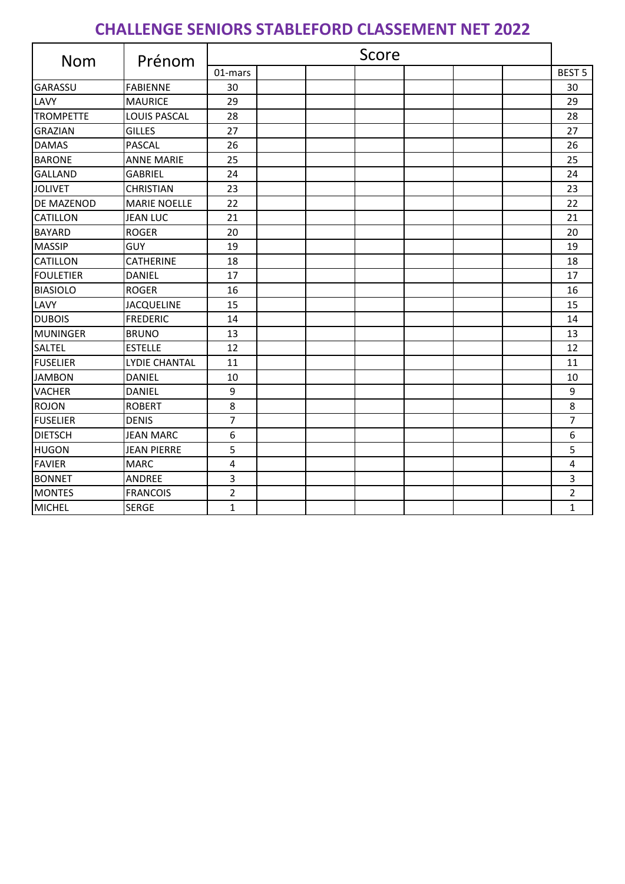# CHALLENGE SENIORS STABLEFORD CLASSEMENT NET 2022

| Nom | Prénom | Score | | | | | | | |
|---|---|---|---|---|---|---|---|---|---|
| | | 01-mars | | | | | | | BEST 5 |
| GARASSU | FABIENNE | 30 | | | | | | | 30 |
| LAVY | MAURICE | 29 | | | | | | | 29 |
| TROMPETTE | LOUIS PASCAL | 28 | | | | | | | 28 |
| GRAZIAN | GILLES | 27 | | | | | | | 27 |
| DAMAS | PASCAL | 26 | | | | | | | 26 |
| BARONE | ANNE MARIE | 25 | | | | | | | 25 |
| GALLAND | GABRIEL | 24 | | | | | | | 24 |
| JOLIVET | CHRISTIAN | 23 | | | | | | | 23 |
| DE MAZENOD | MARIE NOELLE | 22 | | | | | | | 22 |
| CATILLON | JEAN LUC | 21 | | | | | | | 21 |
| BAYARD | ROGER | 20 | | | | | | | 20 |
| MASSIP | GUY | 19 | | | | | | | 19 |
| CATILLON | CATHERINE | 18 | | | | | | | 18 |
| FOULETIER | DANIEL | 17 | | | | | | | 17 |
| BIASIOLO | ROGER | 16 | | | | | | | 16 |
| LAVY | JACQUELINE | 15 | | | | | | | 15 |
| DUBOIS | FREDERIC | 14 | | | | | | | 14 |
| MUNINGER | BRUNO | 13 | | | | | | | 13 |
| SALTEL | ESTELLE | 12 | | | | | | | 12 |
| FUSELIER | LYDIE CHANTAL | 11 | | | | | | | 11 |
| JAMBON | DANIEL | 10 | | | | | | | 10 |
| VACHER | DANIEL | 9 | | | | | | | 9 |
| ROJON | ROBERT | 8 | | | | | | | 8 |
| FUSELIER | DENIS | 7 | | | | | | | 7 |
| DIETSCH | JEAN MARC | 6 | | | | | | | 6 |
| HUGON | JEAN PIERRE | 5 | | | | | | | 5 |
| FAVIER | MARC | 4 | | | | | | | 4 |
| BONNET | ANDREE | 3 | | | | | | | 3 |
| MONTES | FRANCOIS | 2 | | | | | | | 2 |
| MICHEL | SERGE | 1 | | | | | | | 1 |